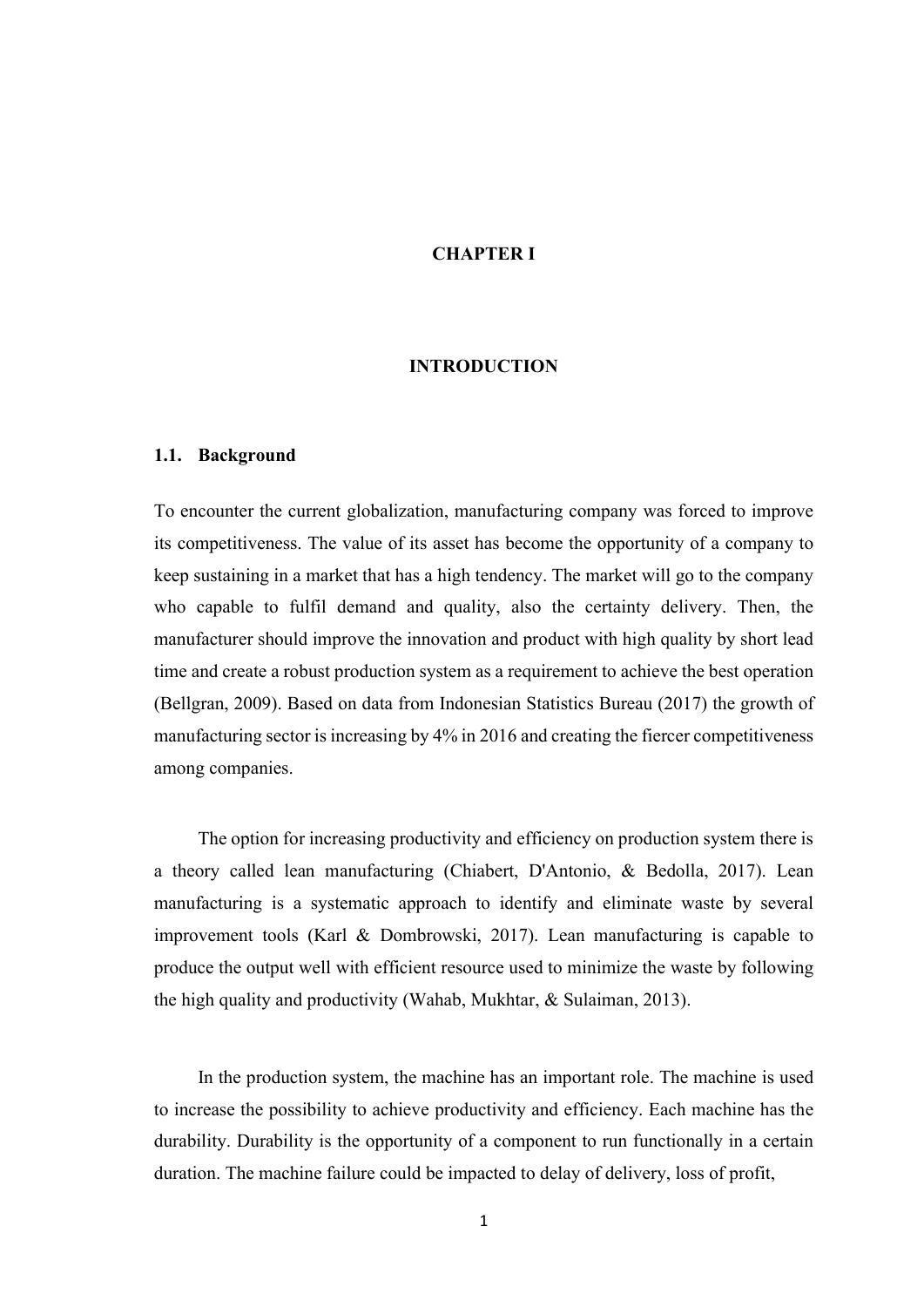# CHAPTER I

# INTRODUCTION

## 1.1. Background

To encounter the current globalization, manufacturing company was forced to improve its competitiveness. The value of its asset has become the opportunity of a company to keep sustaining in a market that has a high tendency. The market will go to the company who capable to fulfil demand and quality, also the certainty delivery. Then, the manufacturer should improve the innovation and product with high quality by short lead time and create a robust production system as a requirement to achieve the best operation (Bellgran, 2009). Based on data from Indonesian Statistics Bureau (2017) the growth of manufacturing sector is increasing by 4% in 2016 and creating the fiercer competitiveness among companies.

The option for increasing productivity and efficiency on production system there is a theory called lean manufacturing (Chiabert, D'Antonio, & Bedolla, 2017). Lean manufacturing is a systematic approach to identify and eliminate waste by several improvement tools (Karl & Dombrowski, 2017). Lean manufacturing is capable to produce the output well with efficient resource used to minimize the waste by following the high quality and productivity (Wahab, Mukhtar, & Sulaiman, 2013).

In the production system, the machine has an important role. The machine is used to increase the possibility to achieve productivity and efficiency. Each machine has the durability. Durability is the opportunity of a component to run functionally in a certain duration. The machine failure could be impacted to delay of delivery, loss of profit,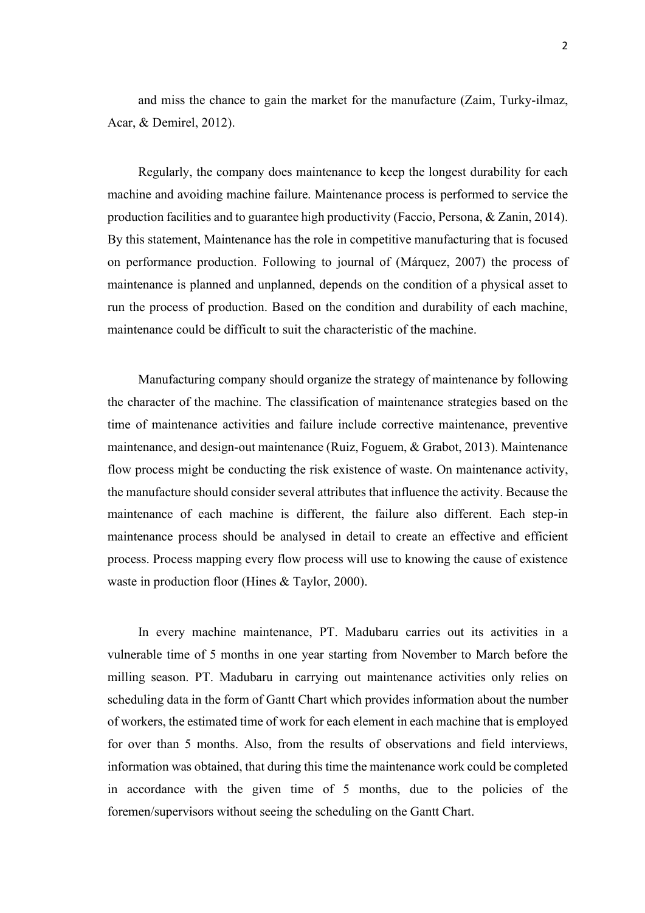and miss the chance to gain the market for the manufacture (Zaim, Turky-ilmaz, Acar, & Demirel, 2012).

Regularly, the company does maintenance to keep the longest durability for each machine and avoiding machine failure. Maintenance process is performed to service the production facilities and to guarantee high productivity (Faccio, Persona, & Zanin, 2014). By this statement, Maintenance has the role in competitive manufacturing that is focused on performance production. Following to journal of (Márquez, 2007) the process of maintenance is planned and unplanned, depends on the condition of a physical asset to run the process of production. Based on the condition and durability of each machine, maintenance could be difficult to suit the characteristic of the machine.

Manufacturing company should organize the strategy of maintenance by following the character of the machine. The classification of maintenance strategies based on the time of maintenance activities and failure include corrective maintenance, preventive maintenance, and design-out maintenance (Ruiz, Foguem, & Grabot, 2013). Maintenance flow process might be conducting the risk existence of waste. On maintenance activity, the manufacture should consider several attributes that influence the activity. Because the maintenance of each machine is different, the failure also different. Each step-in maintenance process should be analysed in detail to create an effective and efficient process. Process mapping every flow process will use to knowing the cause of existence waste in production floor (Hines & Taylor, 2000).

In every machine maintenance, PT. Madubaru carries out its activities in a vulnerable time of 5 months in one year starting from November to March before the milling season. PT. Madubaru in carrying out maintenance activities only relies on scheduling data in the form of Gantt Chart which provides information about the number of workers, the estimated time of work for each element in each machine that is employed for over than 5 months. Also, from the results of observations and field interviews, information was obtained, that during this time the maintenance work could be completed in accordance with the given time of 5 months, due to the policies of the foremen/supervisors without seeing the scheduling on the Gantt Chart.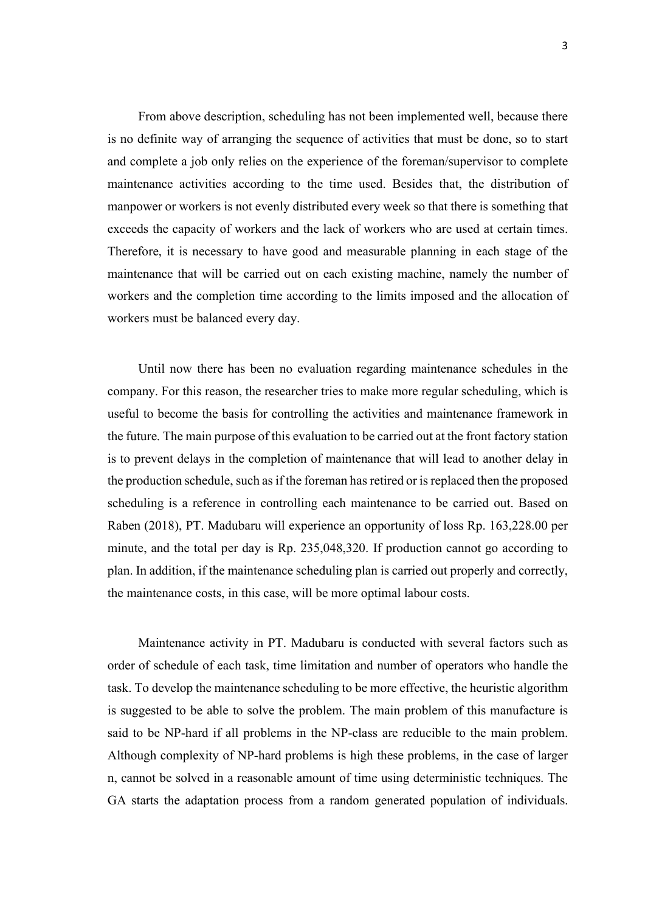From above description, scheduling has not been implemented well, because there is no definite way of arranging the sequence of activities that must be done, so to start and complete a job only relies on the experience of the foreman/supervisor to complete maintenance activities according to the time used. Besides that, the distribution of manpower or workers is not evenly distributed every week so that there is something that exceeds the capacity of workers and the lack of workers who are used at certain times. Therefore, it is necessary to have good and measurable planning in each stage of the maintenance that will be carried out on each existing machine, namely the number of workers and the completion time according to the limits imposed and the allocation of workers must be balanced every day.

Until now there has been no evaluation regarding maintenance schedules in the company. For this reason, the researcher tries to make more regular scheduling, which is useful to become the basis for controlling the activities and maintenance framework in the future. The main purpose of this evaluation to be carried out at the front factory station is to prevent delays in the completion of maintenance that will lead to another delay in the production schedule, such as if the foreman has retired or is replaced then the proposed scheduling is a reference in controlling each maintenance to be carried out. Based on Raben (2018), PT. Madubaru will experience an opportunity of loss Rp. 163,228.00 per minute, and the total per day is Rp. 235,048,320. If production cannot go according to plan. In addition, if the maintenance scheduling plan is carried out properly and correctly, the maintenance costs, in this case, will be more optimal labour costs.

Maintenance activity in PT. Madubaru is conducted with several factors such as order of schedule of each task, time limitation and number of operators who handle the task. To develop the maintenance scheduling to be more effective, the heuristic algorithm is suggested to be able to solve the problem. The main problem of this manufacture is said to be NP-hard if all problems in the NP-class are reducible to the main problem. Although complexity of NP-hard problems is high these problems, in the case of larger n, cannot be solved in a reasonable amount of time using deterministic techniques. The GA starts the adaptation process from a random generated population of individuals.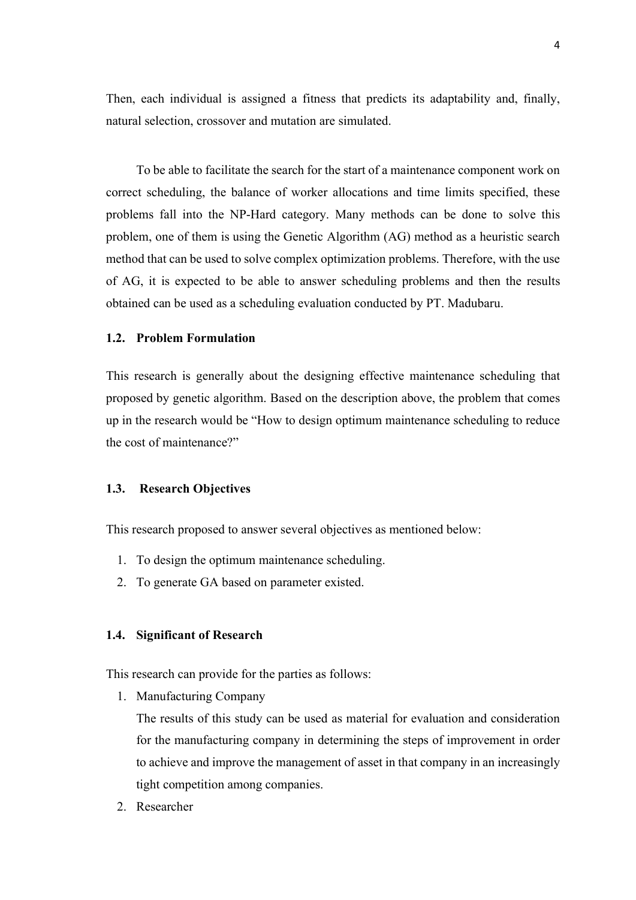Then, each individual is assigned a fitness that predicts its adaptability and, finally, natural selection, crossover and mutation are simulated.

To be able to facilitate the search for the start of a maintenance component work on correct scheduling, the balance of worker allocations and time limits specified, these problems fall into the NP-Hard category. Many methods can be done to solve this problem, one of them is using the Genetic Algorithm (AG) method as a heuristic search method that can be used to solve complex optimization problems. Therefore, with the use of AG, it is expected to be able to answer scheduling problems and then the results obtained can be used as a scheduling evaluation conducted by PT. Madubaru.

### 1.2. Problem Formulation

This research is generally about the designing effective maintenance scheduling that proposed by genetic algorithm. Based on the description above, the problem that comes up in the research would be "How to design optimum maintenance scheduling to reduce the cost of maintenance?"

### 1.3. Research Objectives

This research proposed to answer several objectives as mentioned below:

1. To design the optimum maintenance scheduling.
2. To generate GA based on parameter existed.

### 1.4. Significant of Research

This research can provide for the parties as follows:

1. Manufacturing Company
   
   The results of this study can be used as material for evaluation and consideration for the manufacturing company in determining the steps of improvement in order to achieve and improve the management of asset in that company in an increasingly tight competition among companies.
2. Researcher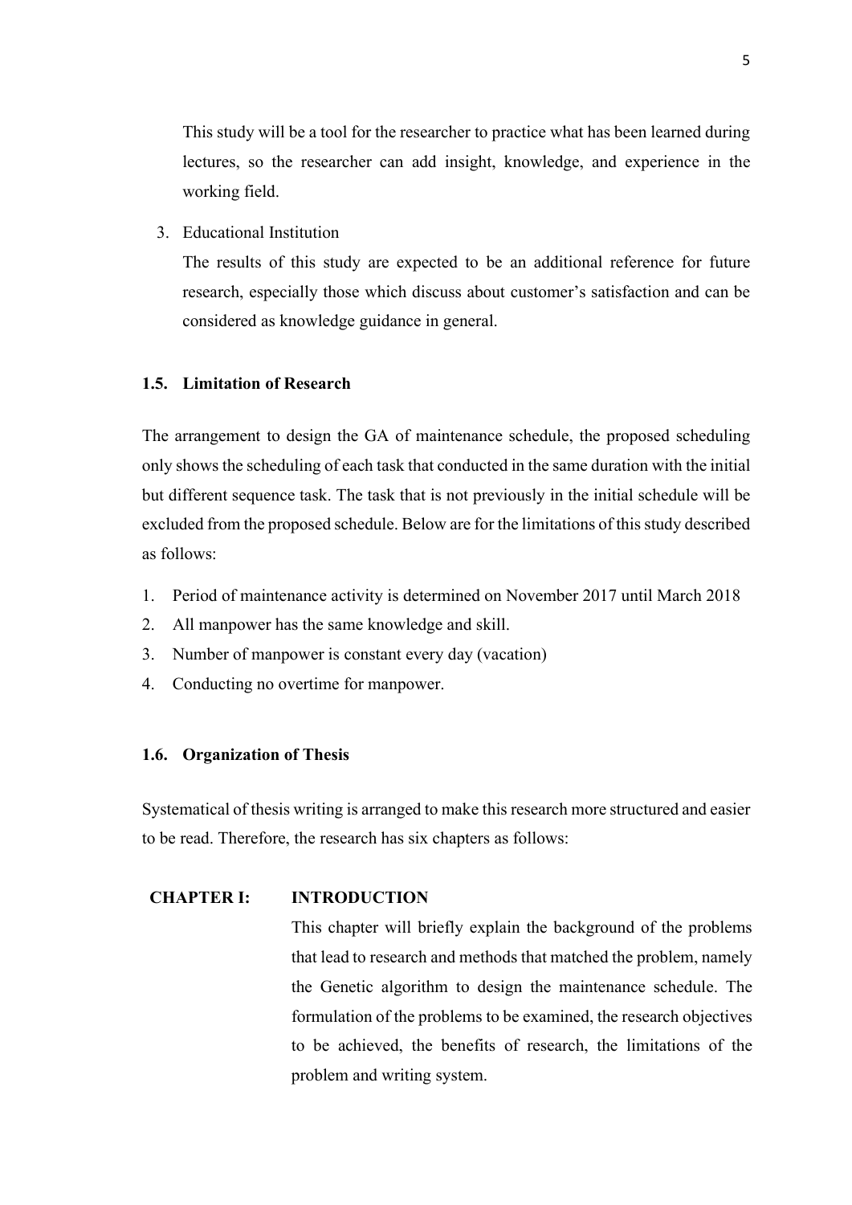This study will be a tool for the researcher to practice what has been learned during lectures, so the researcher can add insight, knowledge, and experience in the working field.

3. Educational Institution

   The results of this study are expected to be an additional reference for future research, especially those which discuss about customer's satisfaction and can be considered as knowledge guidance in general.

### 1.5. Limitation of Research

The arrangement to design the GA of maintenance schedule, the proposed scheduling only shows the scheduling of each task that conducted in the same duration with the initial but different sequence task. The task that is not previously in the initial schedule will be excluded from the proposed schedule. Below are for the limitations of this study described as follows:

1. Period of maintenance activity is determined on November 2017 until March 2018
2. All manpower has the same knowledge and skill.
3. Number of manpower is constant every day (vacation)
4. Conducting no overtime for manpower.

### 1.6. Organization of Thesis

Systematical of thesis writing is arranged to make this research more structured and easier to be read. Therefore, the research has six chapters as follows:

**CHAPTER I: INTRODUCTION**

This chapter will briefly explain the background of the problems that lead to research and methods that matched the problem, namely the Genetic algorithm to design the maintenance schedule. The formulation of the problems to be examined, the research objectives to be achieved, the benefits of research, the limitations of the problem and writing system.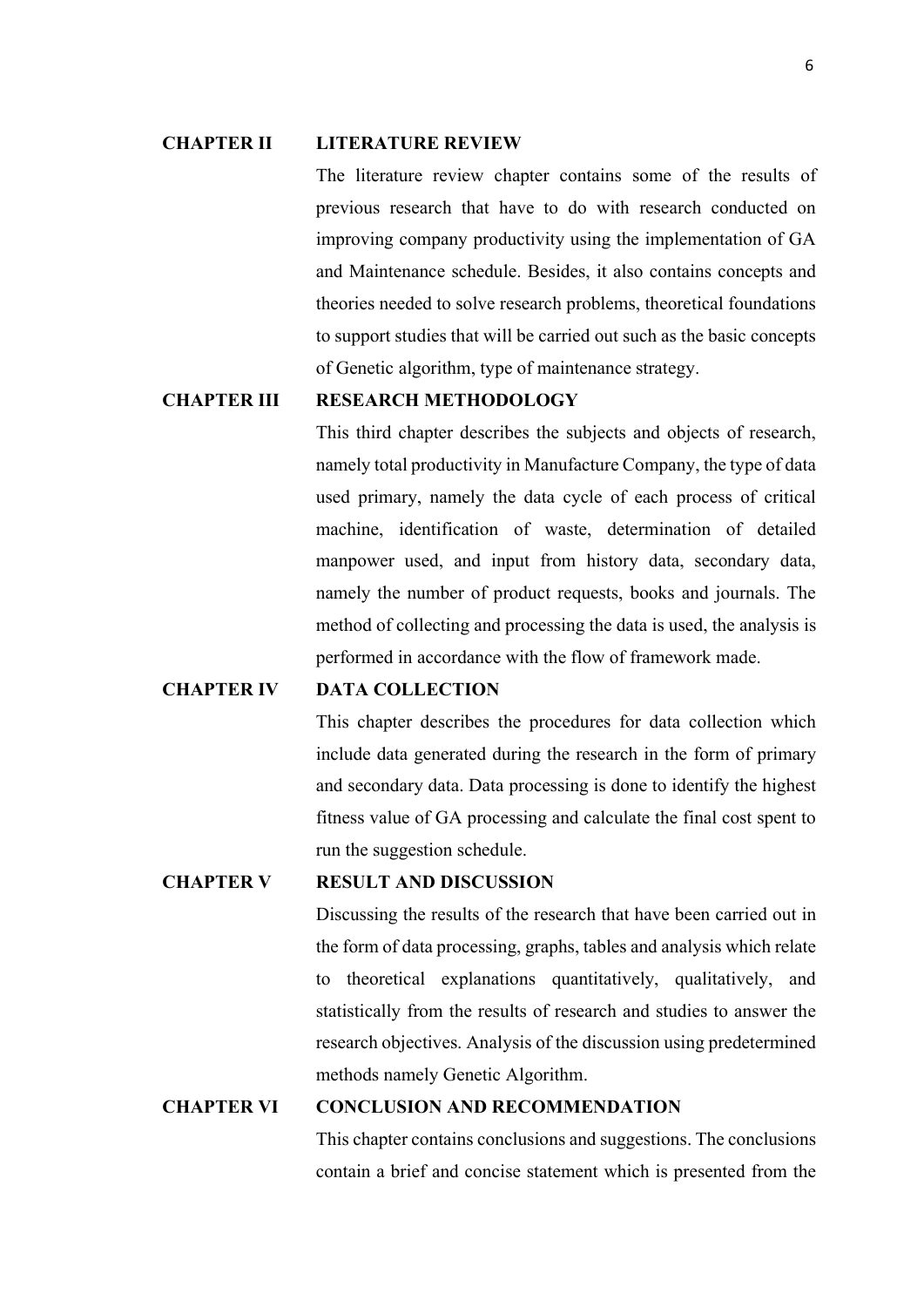**CHAPTER II LITERATURE REVIEW**

The literature review chapter contains some of the results of previous research that have to do with research conducted on improving company productivity using the implementation of GA and Maintenance schedule. Besides, it also contains concepts and theories needed to solve research problems, theoretical foundations to support studies that will be carried out such as the basic concepts of Genetic algorithm, type of maintenance strategy.

**CHAPTER III RESEARCH METHODOLOGY**

This third chapter describes the subjects and objects of research, namely total productivity in Manufacture Company, the type of data used primary, namely the data cycle of each process of critical machine, identification of waste, determination of detailed manpower used, and input from history data, secondary data, namely the number of product requests, books and journals. The method of collecting and processing the data is used, the analysis is performed in accordance with the flow of framework made.

**CHAPTER IV DATA COLLECTION**

This chapter describes the procedures for data collection which include data generated during the research in the form of primary and secondary data. Data processing is done to identify the highest fitness value of GA processing and calculate the final cost spent to run the suggestion schedule.

**CHAPTER V RESULT AND DISCUSSION**

Discussing the results of the research that have been carried out in the form of data processing, graphs, tables and analysis which relate to theoretical explanations quantitatively, qualitatively, and statistically from the results of research and studies to answer the research objectives. Analysis of the discussion using predetermined methods namely Genetic Algorithm.

**CHAPTER VI CONCLUSION AND RECOMMENDATION**

This chapter contains conclusions and suggestions. The conclusions contain a brief and concise statement which is presented from the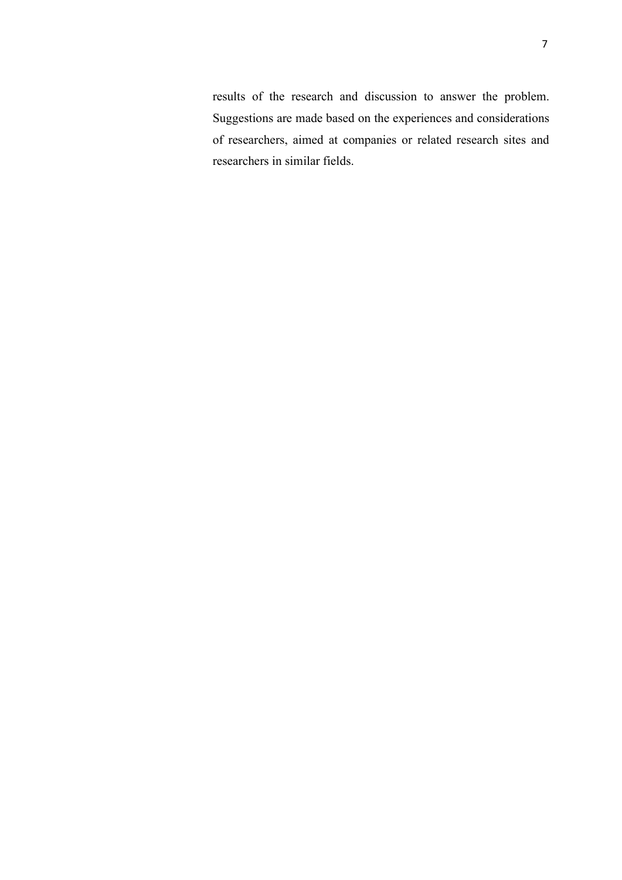results of the research and discussion to answer the problem. Suggestions are made based on the experiences and considerations of researchers, aimed at companies or related research sites and researchers in similar fields.